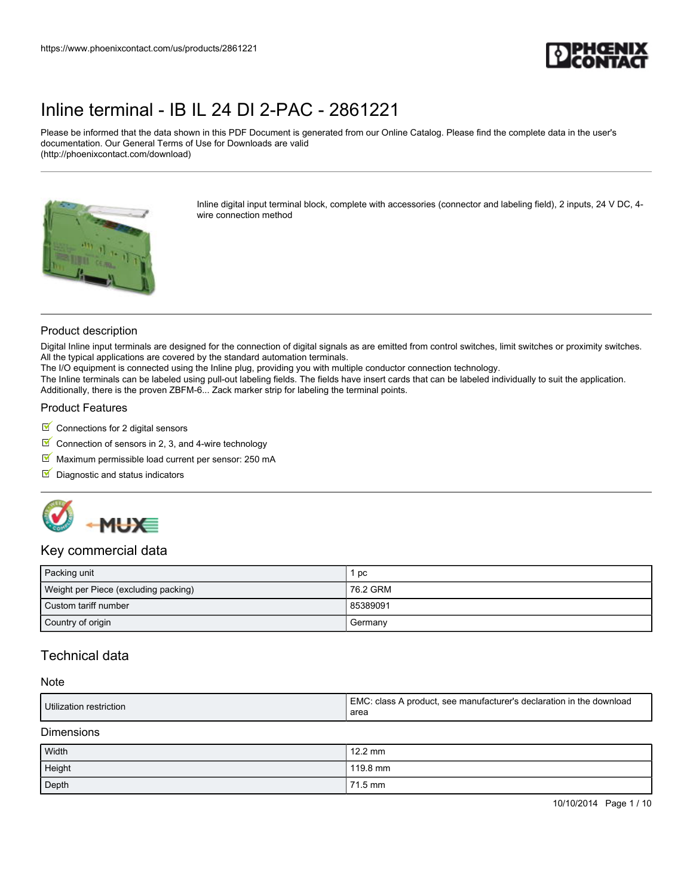# Inline terminal - IB IL 24 DI 2-PAC - 2861221

Please be informed that the data shown in this PDF Document is generated from our Online Catalog. Please find the complete data in the user's documentation. Our General Terms of Use for Downloads are valid (http://phoenixcontact.com/download)

Inline digital input terminal block, complete with accessories (connector and labeling field), 2 inputs, 24 V DC, 4-wire connection method

## Product description

Digital Inline input terminals are designed for the connection of digital signals as are emitted from control switches, limit switches or proximity switches. All the typical applications are covered by the standard automation terminals.
The I/O equipment is connected using the Inline plug, providing you with multiple conductor connection technology.
The Inline terminals can be labeled using pull-out labeling fields. The fields have insert cards that can be labeled individually to suit the application. Additionally, there is the proven ZBFM-6... Zack marker strip for labeling the terminal points.

## Product Features

- Connections for 2 digital sensors
- Connection of sensors in 2, 3, and 4-wire technology
- Maximum permissible load current per sensor: 250 mA
- Diagnostic and status indicators

## Key commercial data

| | |
|---|---|
| Packing unit | 1 pc |
| Weight per Piece (excluding packing) | 76.2 GRM |
| Custom tariff number | 85389091 |
| Country of origin | Germany |

## Technical data

### Note

| | |
|---|---|
| Utilization restriction | EMC: class A product, see manufacturer's declaration in the download area |

### Dimensions

| | |
|---|---|
| Width | 12.2 mm |
| Height | 119.8 mm |
| Depth | 71.5 mm |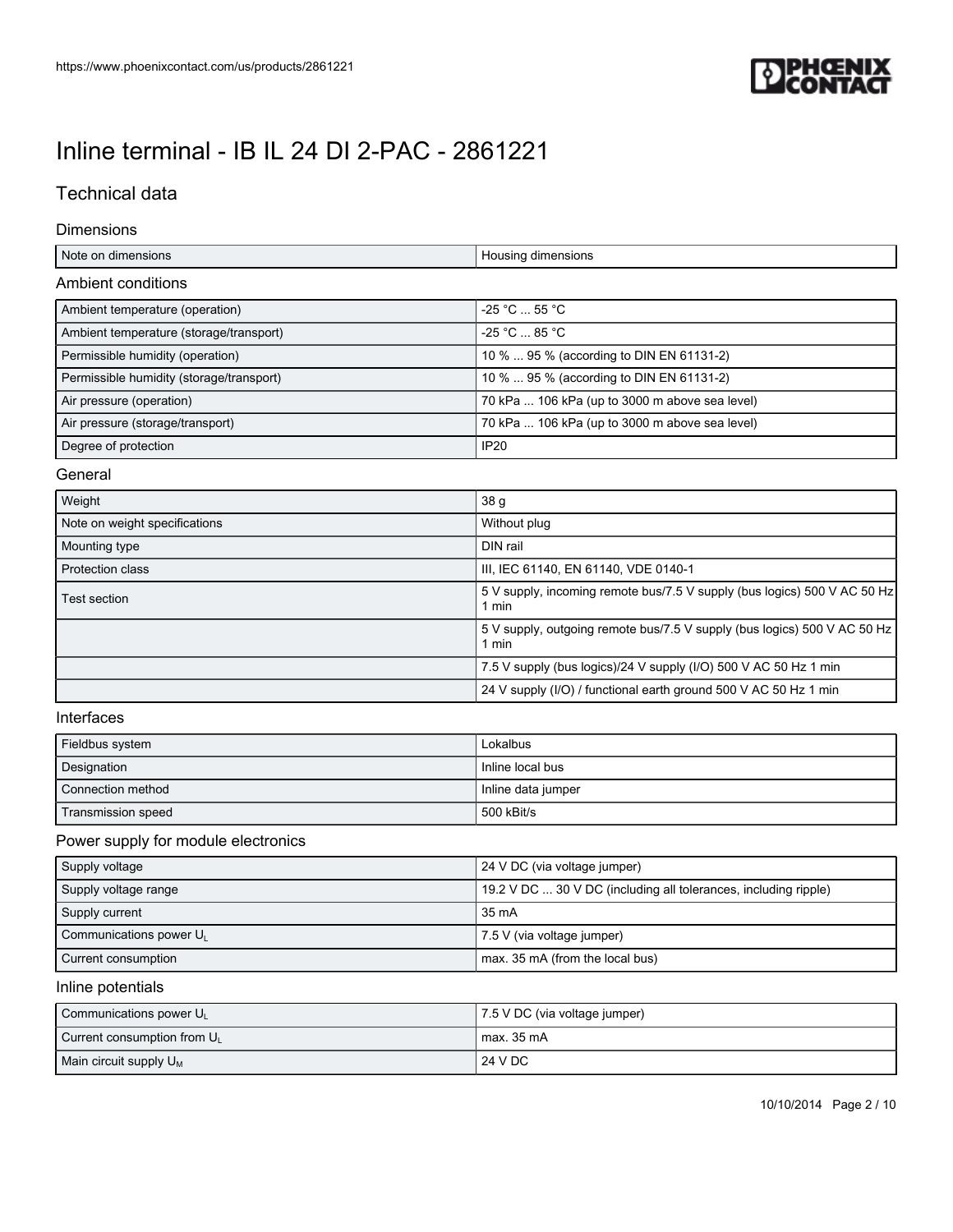# Inline terminal - IB IL 24 DI 2-PAC - 2861221

## Technical data

### Dimensions

| | |
|---|---|
| Note on dimensions | Housing dimensions |

### Ambient conditions

| | |
|---|---|
| Ambient temperature (operation) | -25 °C ... 55 °C |
| Ambient temperature (storage/transport) | -25 °C ... 85 °C |
| Permissible humidity (operation) | 10 % ... 95 % (according to DIN EN 61131-2) |
| Permissible humidity (storage/transport) | 10 % ... 95 % (according to DIN EN 61131-2) |
| Air pressure (operation) | 70 kPa ... 106 kPa (up to 3000 m above sea level) |
| Air pressure (storage/transport) | 70 kPa ... 106 kPa (up to 3000 m above sea level) |
| Degree of protection | IP20 |

### General

| | |
|---|---|
| Weight | 38 g |
| Note on weight specifications | Without plug |
| Mounting type | DIN rail |
| Protection class | III, IEC 61140, EN 61140, VDE 0140-1 |
| Test section | 5 V supply, incoming remote bus/7.5 V supply (bus logics) 500 V AC 50 Hz 1 min |
| | 5 V supply, outgoing remote bus/7.5 V supply (bus logics) 500 V AC 50 Hz 1 min |
| | 7.5 V supply (bus logics)/24 V supply (I/O) 500 V AC 50 Hz 1 min |
| | 24 V supply (I/O) / functional earth ground 500 V AC 50 Hz 1 min |

### Interfaces

| | |
|---|---|
| Fieldbus system | Lokalbus |
| Designation | Inline local bus |
| Connection method | Inline data jumper |
| Transmission speed | 500 kBit/s |

### Power supply for module electronics

| | |
|---|---|
| Supply voltage | 24 V DC (via voltage jumper) |
| Supply voltage range | 19.2 V DC ... 30 V DC (including all tolerances, including ripple) |
| Supply current | 35 mA |
| Communications power $U_L$ | 7.5 V (via voltage jumper) |
| Current consumption | max. 35 mA (from the local bus) |

### Inline potentials

| | |
|---|---|
| Communications power $U_L$ | 7.5 V DC (via voltage jumper) |
| Current consumption from $U_L$ | max. 35 mA |
| Main circuit supply $U_M$ | 24 V DC |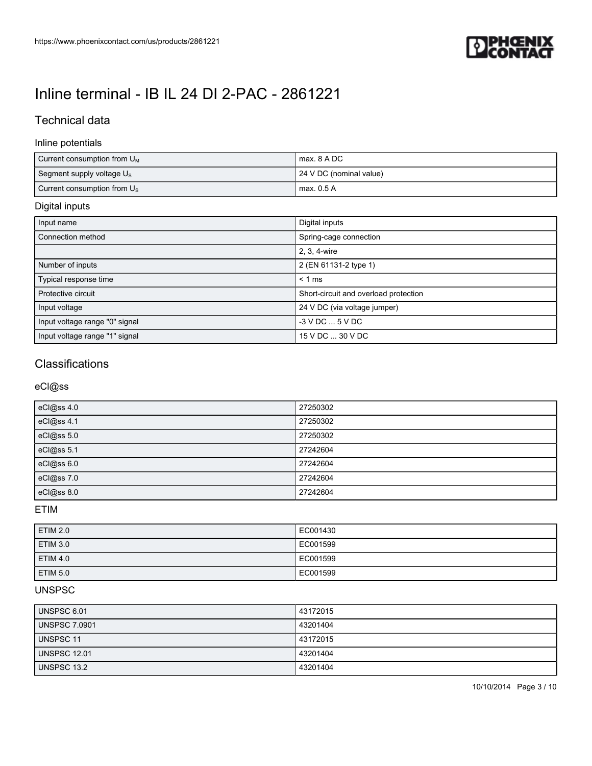# Inline terminal - IB IL 24 DI 2-PAC - 2861221

## Technical data

### Inline potentials

| | |
|---|---|
| Current consumption from $U_M$ | max. 8 A DC |
| Segment supply voltage $U_S$ | 24 V DC (nominal value) |
| Current consumption from $U_S$ | max. 0.5 A |

### Digital inputs

| | |
|---|---|
| Input name | Digital inputs |
| Connection method | Spring-cage connection |
| | 2, 3, 4-wire |
| Number of inputs | 2 (EN 61131-2 type 1) |
| Typical response time | < 1 ms |
| Protective circuit | Short-circuit and overload protection |
| Input voltage | 24 V DC (via voltage jumper) |
| Input voltage range "0" signal | -3 V DC ... 5 V DC |
| Input voltage range "1" signal | 15 V DC ... 30 V DC |

## Classifications

### eCl@ss

| | |
|---|---|
| eCl@ss 4.0 | 27250302 |
| eCl@ss 4.1 | 27250302 |
| eCl@ss 5.0 | 27250302 |
| eCl@ss 5.1 | 27242604 |
| eCl@ss 6.0 | 27242604 |
| eCl@ss 7.0 | 27242604 |
| eCl@ss 8.0 | 27242604 |

### ETIM

| | |
|---|---|
| ETIM 2.0 | EC001430 |
| ETIM 3.0 | EC001599 |
| ETIM 4.0 | EC001599 |
| ETIM 5.0 | EC001599 |

### UNSPSC

| | |
|---|---|
| UNSPSC 6.01 | 43172015 |
| UNSPSC 7.0901 | 43201404 |
| UNSPSC 11 | 43172015 |
| UNSPSC 12.01 | 43201404 |
| UNSPSC 13.2 | 43201404 |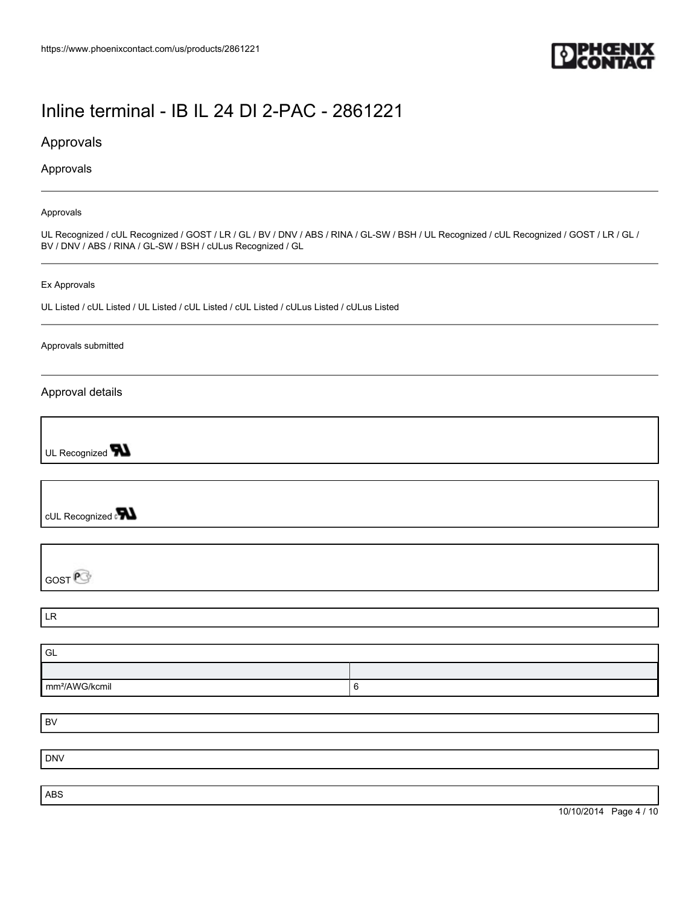# Inline terminal - IB IL 24 DI 2-PAC - 2861221

## Approvals

### Approvals

Approvals

UL Recognized / cUL Recognized / GOST / LR / GL / BV / DNV / ABS / RINA / GL-SW / BSH / UL Recognized / cUL Recognized / GOST / LR / GL / BV / DNV / ABS / RINA / GL-SW / BSH / cULus Recognized / GL

Ex Approvals

UL Listed / cUL Listed / UL Listed / cUL Listed / cUL Listed / cULus Listed / cULus Listed

Approvals submitted

### Approval details

UL Recognized

cUL Recognized

GOST

LR

| GL | |
|---|---|
| | |
| mm²/AWG/kcmil | 6 |

BV

DNV

ABS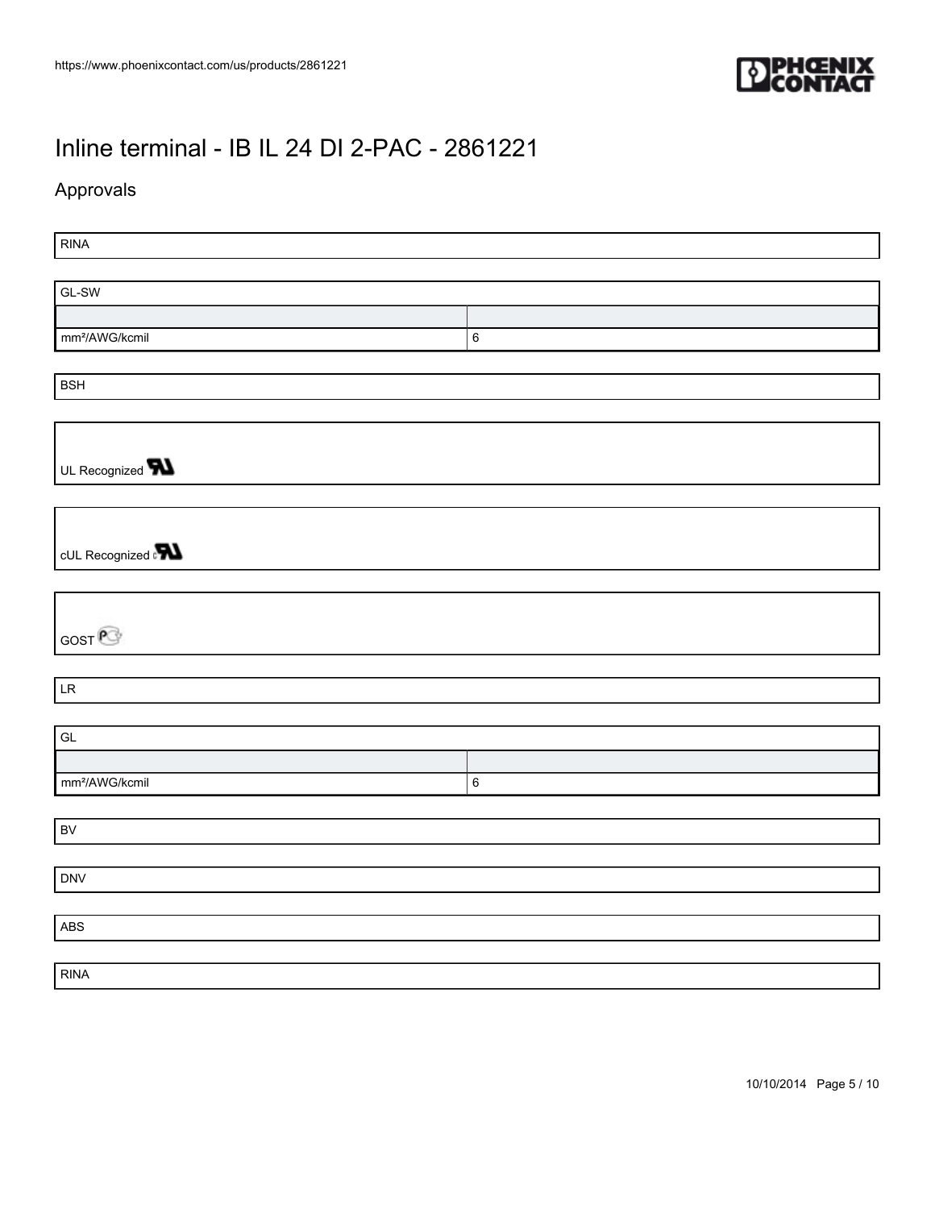# Inline terminal - IB IL 24 DI 2-PAC - 2861221

## Approvals

RINA

| GL-SW | |
| --- | --- |
| | |
| mm²/AWG/kcmil | 6 |

BSH

UL Recognized

cUL Recognized

GOST

LR

| GL | |
| --- | --- |
| | |
| mm²/AWG/kcmil | 6 |

BV

DNV

ABS

RINA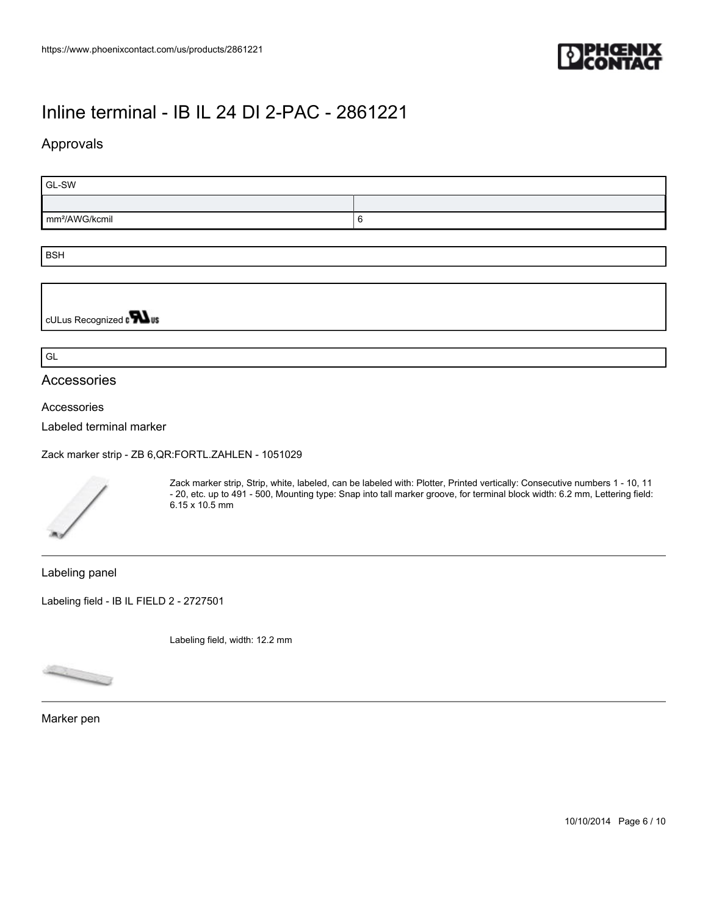# Inline terminal - IB IL 24 DI 2-PAC - 2861221

## Approvals

| GL-SW | |
|---|---|
| | |
| mm²/AWG/kcmil | 6 |

| BSH |
|---|

| cULus Recognized |
|---|

| GL |
|---|

## Accessories

### Accessories

Labeled terminal marker

Zack marker strip - ZB 6,QR:FORTL.ZAHLEN - 1051029

Zack marker strip, Strip, white, labeled, can be labeled with: Plotter, Printed vertically: Consecutive numbers 1 - 10, 11 - 20, etc. up to 491 - 500, Mounting type: Snap into tall marker groove, for terminal block width: 6.2 mm, Lettering field: 6.15 x 10.5 mm

Labeling panel

Labeling field - IB IL FIELD 2 - 2727501

Labeling field, width: 12.2 mm

Marker pen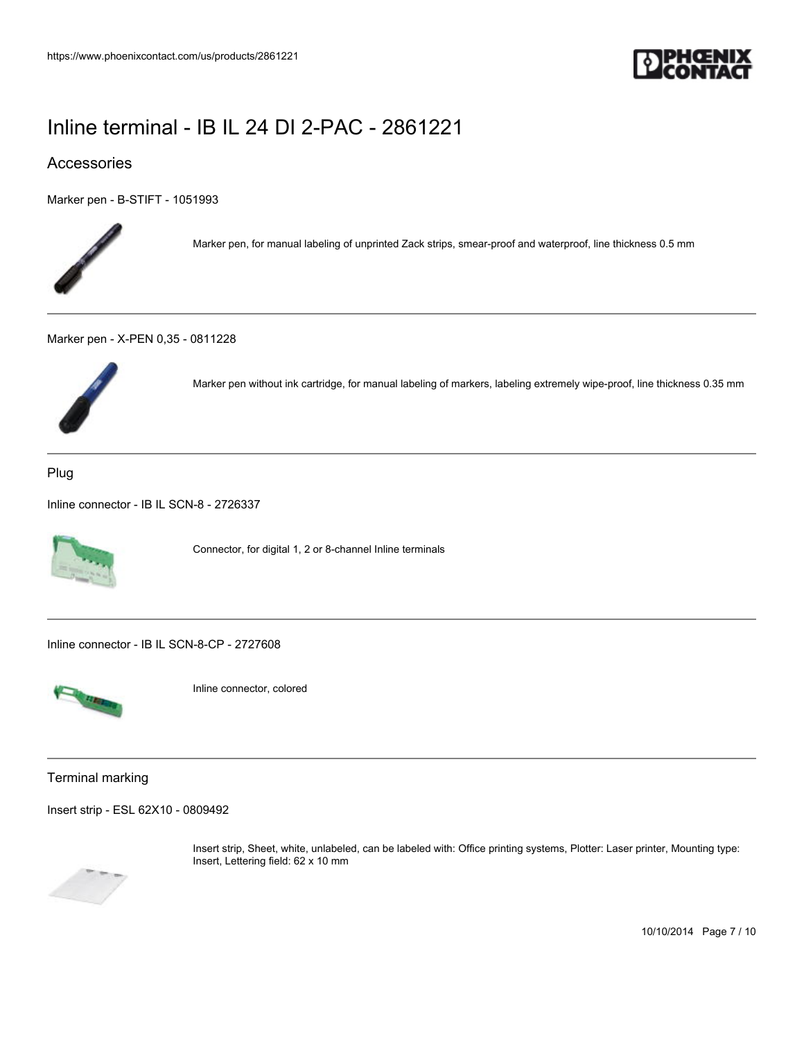# Inline terminal - IB IL 24 DI 2-PAC - 2861221

## Accessories

Marker pen - B-STIFT - 1051993

Marker pen, for manual labeling of unprinted Zack strips, smear-proof and waterproof, line thickness 0.5 mm

---

Marker pen - X-PEN 0,35 - 0811228

Marker pen without ink cartridge, for manual labeling of markers, labeling extremely wipe-proof, line thickness 0.35 mm

---

### Plug

Inline connector - IB IL SCN-8 - 2726337

Connector, for digital 1, 2 or 8-channel Inline terminals

---

Inline connector - IB IL SCN-8-CP - 2727608

Inline connector, colored

---

### Terminal marking

Insert strip - ESL 62X10 - 0809492

Insert strip, Sheet, white, unlabeled, can be labeled with: Office printing systems, Plotter: Laser printer, Mounting type: Insert, Lettering field: 62 x 10 mm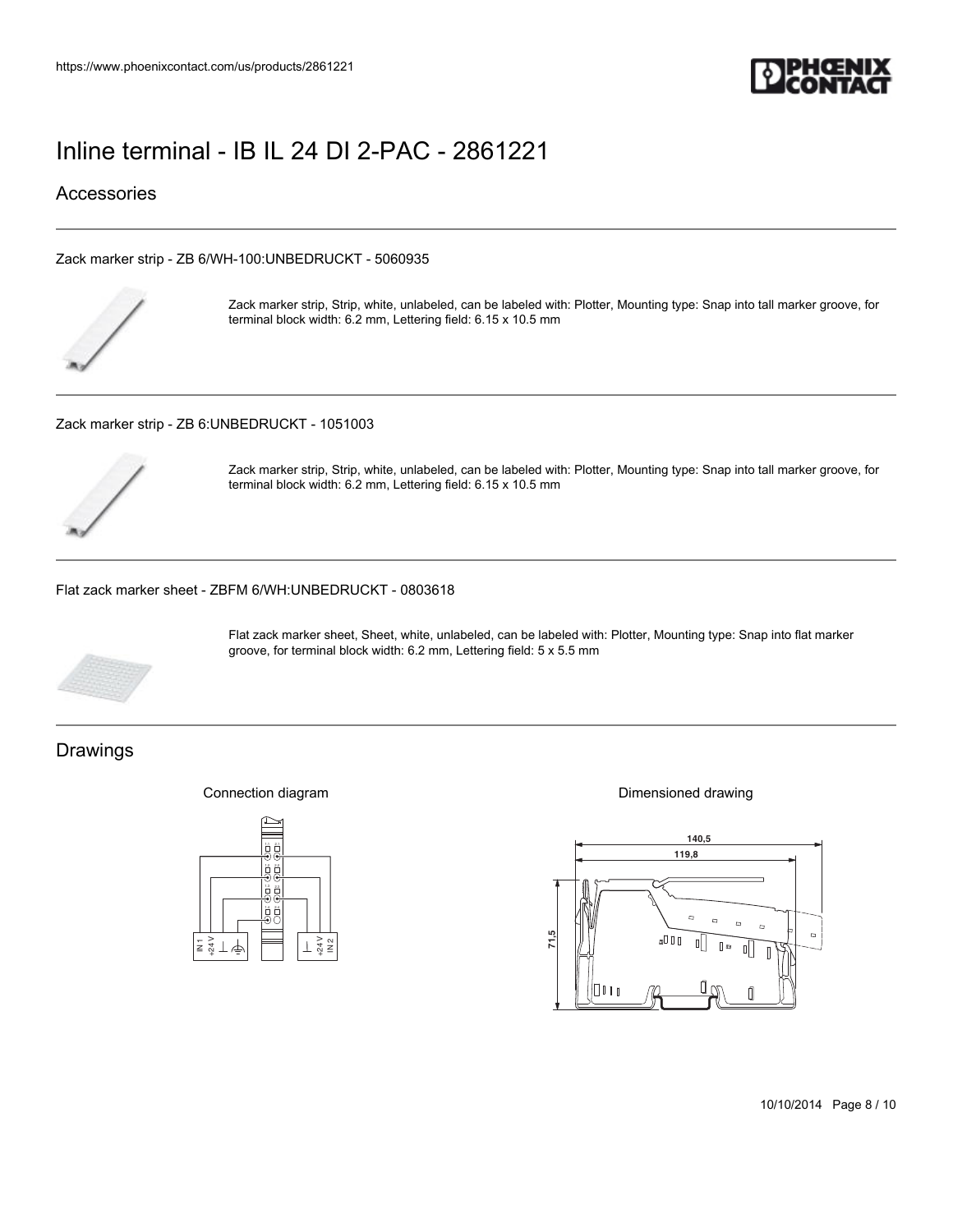# Inline terminal - IB IL 24 DI 2-PAC - 2861221

## Accessories

Zack marker strip - ZB 6/WH-100:UNBEDRUCKT - 5060935

Zack marker strip, Strip, white, unlabeled, can be labeled with: Plotter, Mounting type: Snap into tall marker groove, for terminal block width: 6.2 mm, Lettering field: 6.15 x 10.5 mm

Zack marker strip - ZB 6:UNBEDRUCKT - 1051003

Zack marker strip, Strip, white, unlabeled, can be labeled with: Plotter, Mounting type: Snap into tall marker groove, for terminal block width: 6.2 mm, Lettering field: 6.15 x 10.5 mm

Flat zack marker sheet - ZBFM 6/WH:UNBEDRUCKT - 0803618

Flat zack marker sheet, Sheet, white, unlabeled, can be labeled with: Plotter, Mounting type: Snap into flat marker groove, for terminal block width: 6.2 mm, Lettering field: 5 x 5.5 mm

## Drawings

Connection diagram

Dimensioned drawing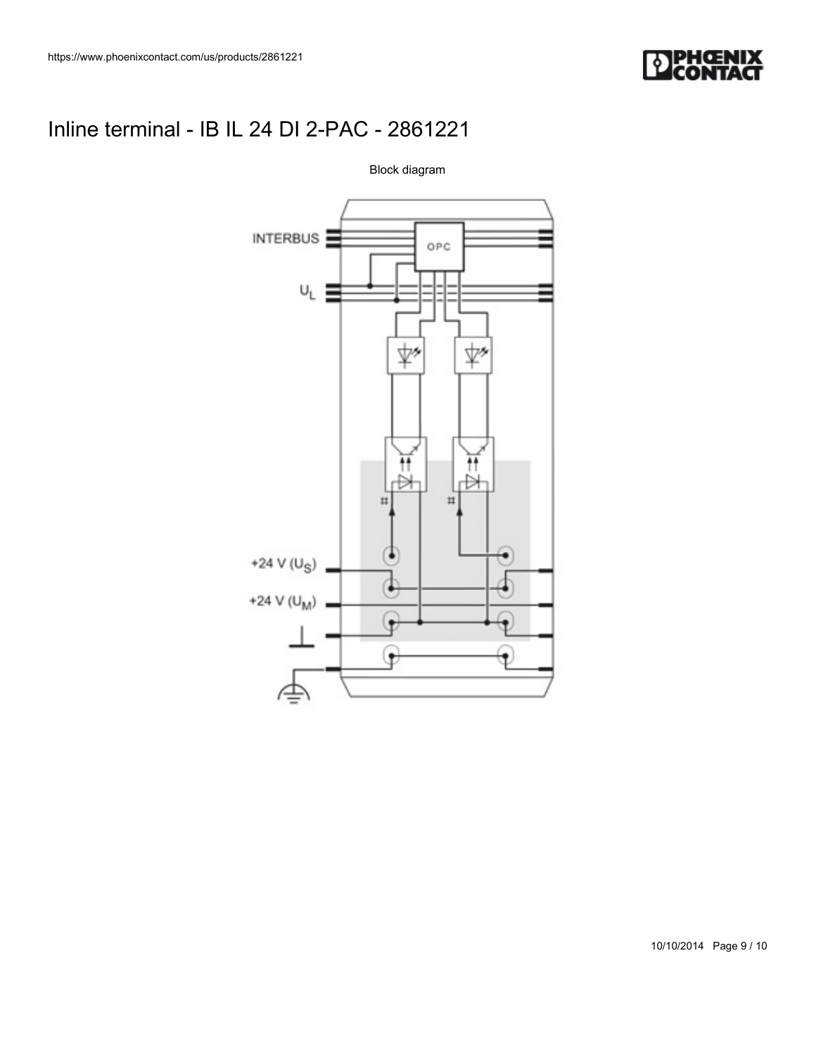# Inline terminal - IB IL 24 DI 2-PAC - 2861221

Block diagram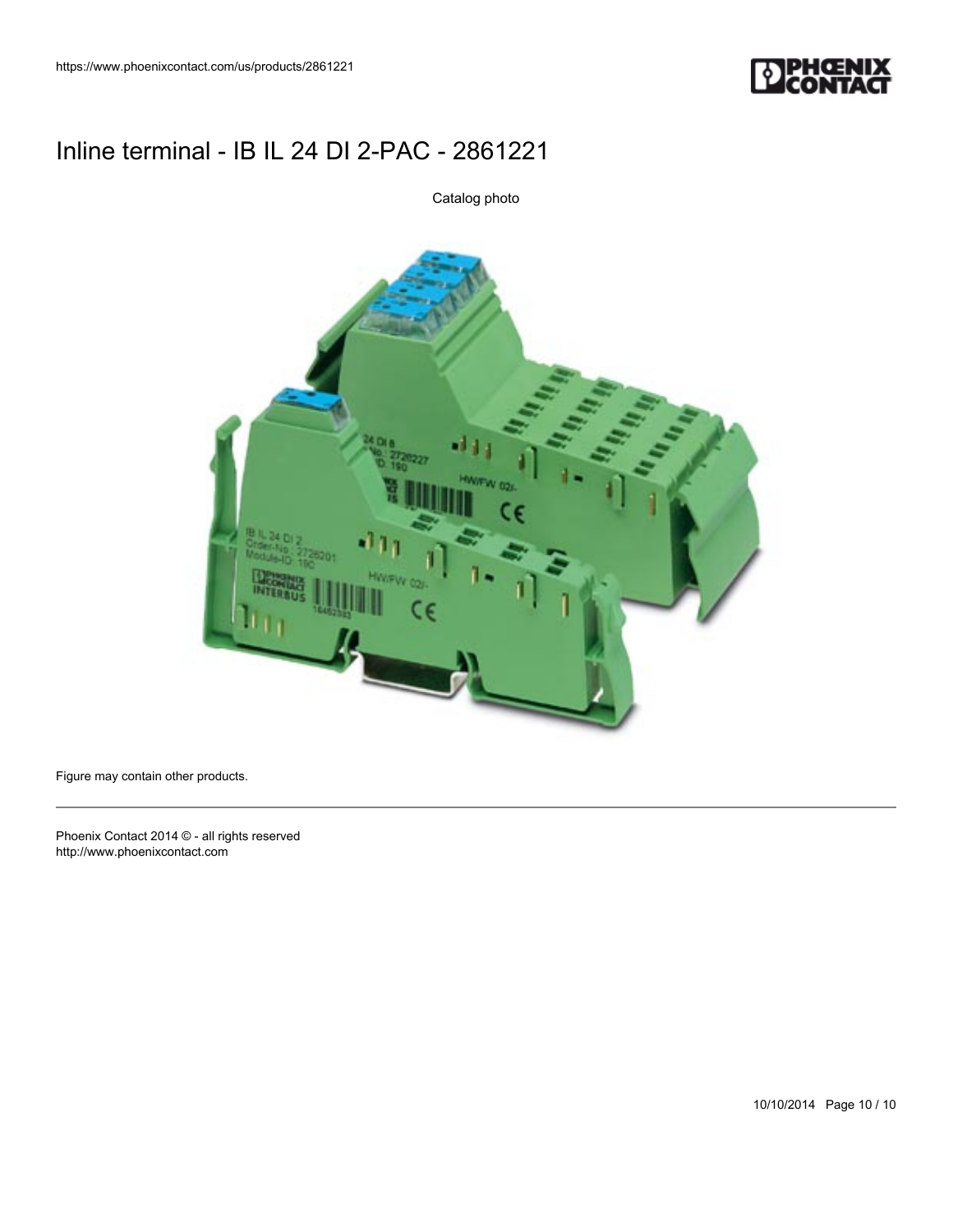# Inline terminal - IB IL 24 DI 2-PAC - 2861221

Catalog photo

Figure may contain other products.

Phoenix Contact 2014 © - all rights reserved
http://www.phoenixcontact.com